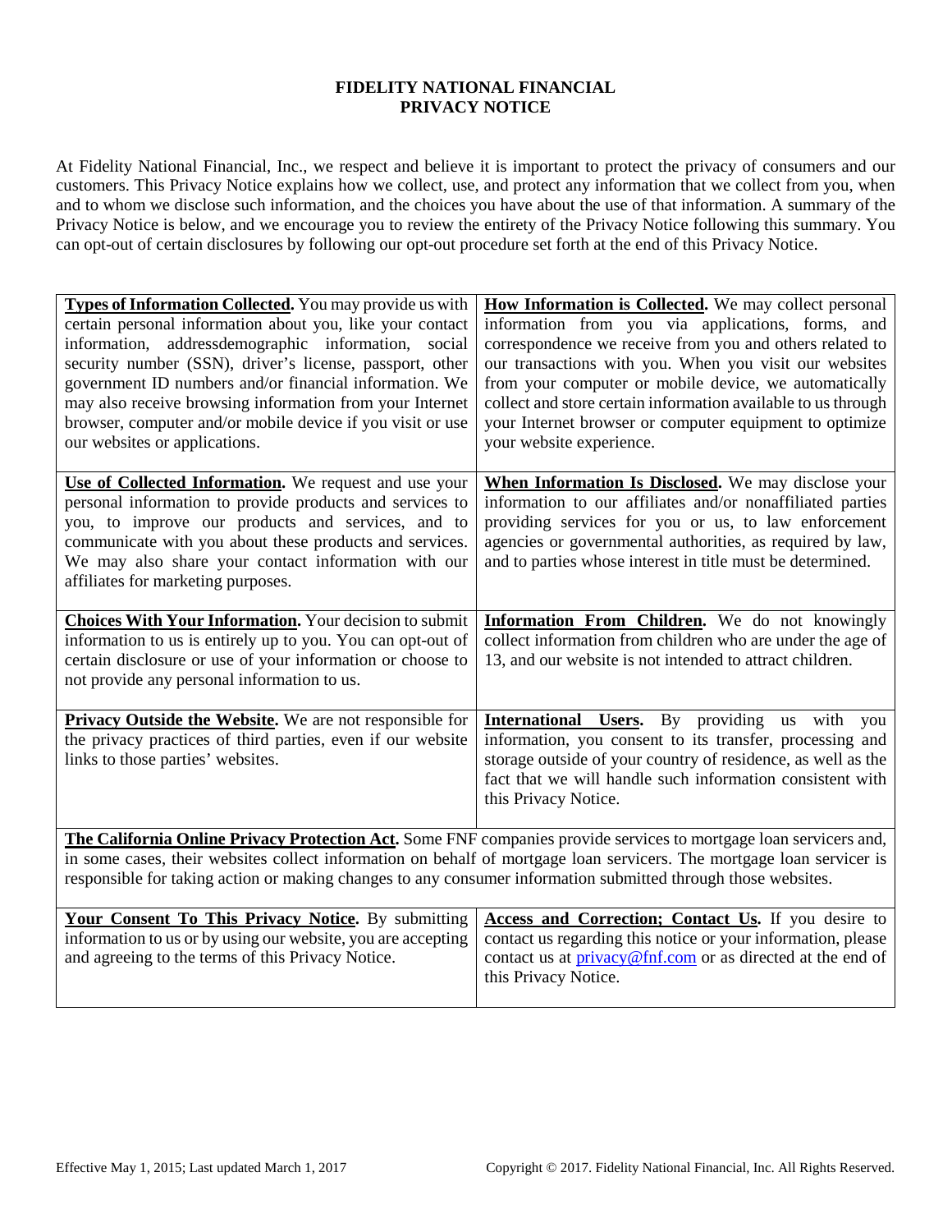# FIDELITY NATIONAL FINANCIAL
# PRIVACY NOTICE

At Fidelity National Financial, Inc., we respect and believe it is important to protect the privacy of consumers and our customers. This Privacy Notice explains how we collect, use, and protect any information that we collect from you, when and to whom we disclose such information, and the choices you have about the use of that information. A summary of the Privacy Notice is below, and we encourage you to review the entirety of the Privacy Notice following this summary. You can opt-out of certain disclosures by following our opt-out procedure set forth at the end of this Privacy Notice.

| | |
|---|---|
| **Types of Information Collected.** You may provide us with certain personal information about you, like your contact information, addressdemographic information, social security number (SSN), driver's license, passport, other government ID numbers and/or financial information. We may also receive browsing information from your Internet browser, computer and/or mobile device if you visit or use our websites or applications. | **How Information is Collected.** We may collect personal information from you via applications, forms, and correspondence we receive from you and others related to our transactions with you. When you visit our websites from your computer or mobile device, we automatically collect and store certain information available to us through your Internet browser or computer equipment to optimize your website experience. |
| **Use of Collected Information.** We request and use your personal information to provide products and services to you, to improve our products and services, and to communicate with you about these products and services. We may also share your contact information with our affiliates for marketing purposes. | **When Information Is Disclosed.** We may disclose your information to our affiliates and/or nonaffiliated parties providing services for you or us, to law enforcement agencies or governmental authorities, as required by law, and to parties whose interest in title must be determined. |
| **Choices With Your Information.** Your decision to submit information to us is entirely up to you. You can opt-out of certain disclosure or use of your information or choose to not provide any personal information to us. | **Information From Children.** We do not knowingly collect information from children who are under the age of 13, and our website is not intended to attract children. |
| **Privacy Outside the Website.** We are not responsible for the privacy practices of third parties, even if our website links to those parties' websites. | **International Users.** By providing us with you information, you consent to its transfer, processing and storage outside of your country of residence, as well as the fact that we will handle such information consistent with this Privacy Notice. |
| **The California Online Privacy Protection Act.** Some FNF companies provide services to mortgage loan servicers and, in some cases, their websites collect information on behalf of mortgage loan servicers. The mortgage loan servicer is responsible for taking action or making changes to any consumer information submitted through those websites. | |
| **Your Consent To This Privacy Notice.** By submitting information to us or by using our website, you are accepting and agreeing to the terms of this Privacy Notice. | **Access and Correction; Contact Us.** If you desire to contact us regarding this notice or your information, please contact us at privacy@fnf.com or as directed at the end of this Privacy Notice. |

Effective May 1, 2015; Last updated March 1, 2017

Copyright © 2017. Fidelity National Financial, Inc. All Rights Reserved.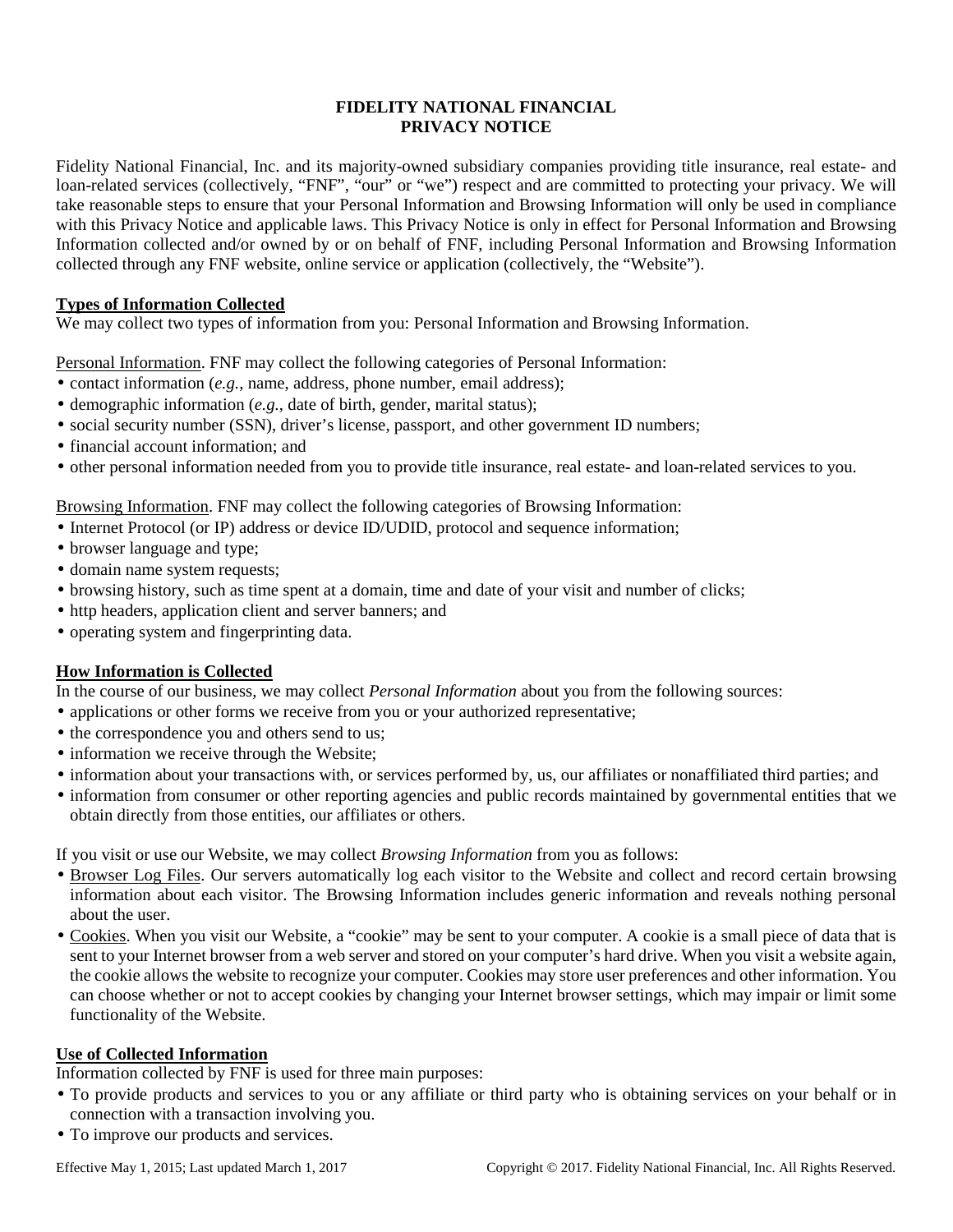**FIDELITY NATIONAL FINANCIAL**
**PRIVACY NOTICE**

Fidelity National Financial, Inc. and its majority-owned subsidiary companies providing title insurance, real estate- and loan-related services (collectively, "FNF", "our" or "we") respect and are committed to protecting your privacy. We will take reasonable steps to ensure that your Personal Information and Browsing Information will only be used in compliance with this Privacy Notice and applicable laws. This Privacy Notice is only in effect for Personal Information and Browsing Information collected and/or owned by or on behalf of FNF, including Personal Information and Browsing Information collected through any FNF website, online service or application (collectively, the "Website").

**Types of Information Collected**

We may collect two types of information from you: Personal Information and Browsing Information.

Personal Information. FNF may collect the following categories of Personal Information:

- contact information (*e.g.*, name, address, phone number, email address);
- demographic information (*e.g.*, date of birth, gender, marital status);
- social security number (SSN), driver's license, passport, and other government ID numbers;
- financial account information; and
- other personal information needed from you to provide title insurance, real estate- and loan-related services to you.

Browsing Information. FNF may collect the following categories of Browsing Information:

- Internet Protocol (or IP) address or device ID/UDID, protocol and sequence information;
- browser language and type;
- domain name system requests;
- browsing history, such as time spent at a domain, time and date of your visit and number of clicks;
- http headers, application client and server banners; and
- operating system and fingerprinting data.

**How Information is Collected**

In the course of our business, we may collect *Personal Information* about you from the following sources:

- applications or other forms we receive from you or your authorized representative;
- the correspondence you and others send to us;
- information we receive through the Website;
- information about your transactions with, or services performed by, us, our affiliates or nonaffiliated third parties; and
- information from consumer or other reporting agencies and public records maintained by governmental entities that we obtain directly from those entities, our affiliates or others.

If you visit or use our Website, we may collect *Browsing Information* from you as follows:

- Browser Log Files. Our servers automatically log each visitor to the Website and collect and record certain browsing information about each visitor. The Browsing Information includes generic information and reveals nothing personal about the user.
- Cookies. When you visit our Website, a "cookie" may be sent to your computer. A cookie is a small piece of data that is sent to your Internet browser from a web server and stored on your computer's hard drive. When you visit a website again, the cookie allows the website to recognize your computer. Cookies may store user preferences and other information. You can choose whether or not to accept cookies by changing your Internet browser settings, which may impair or limit some functionality of the Website.

**Use of Collected Information**

Information collected by FNF is used for three main purposes:

- To provide products and services to you or any affiliate or third party who is obtaining services on your behalf or in connection with a transaction involving you.
- To improve our products and services.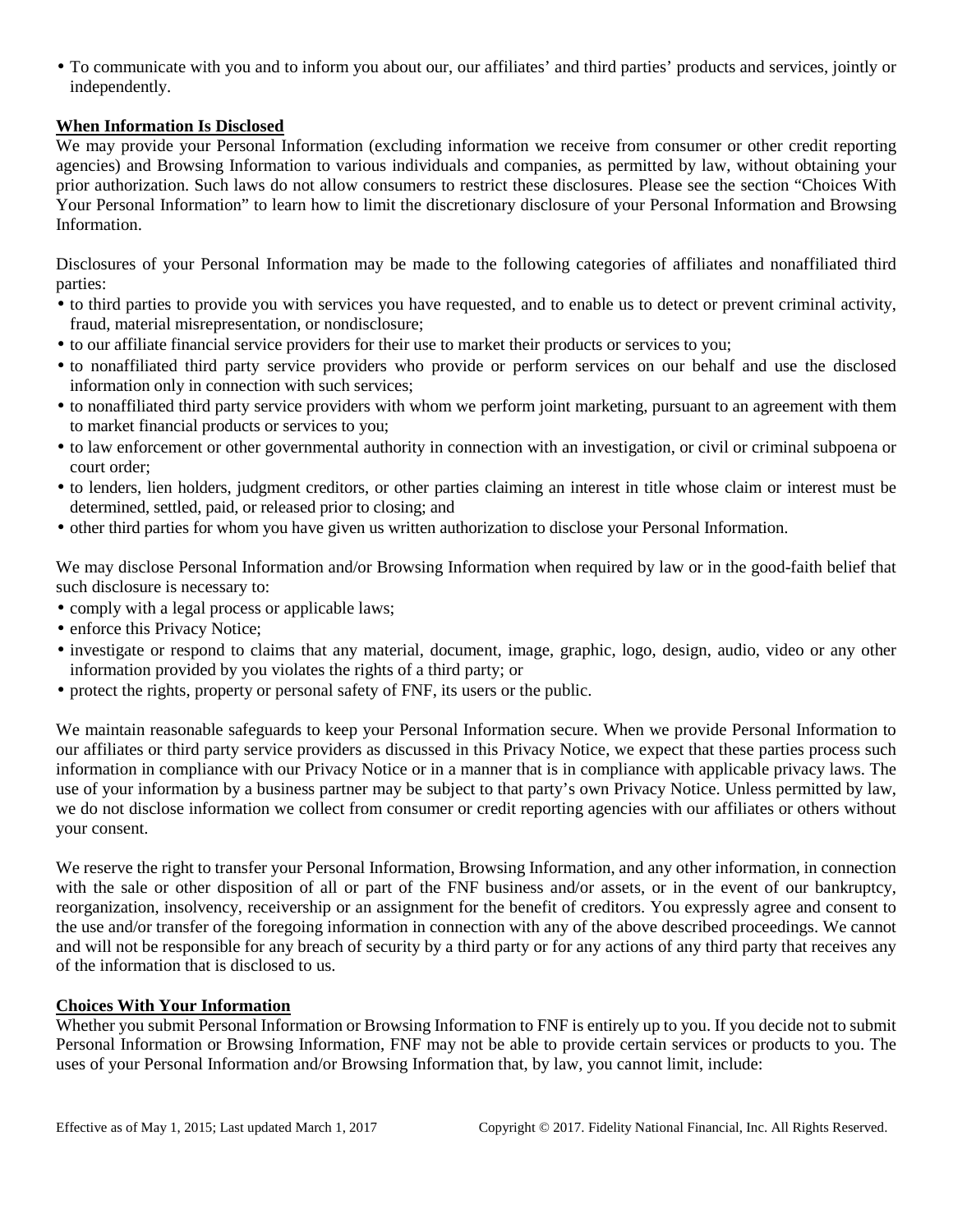- To communicate with you and to inform you about our, our affiliates' and third parties' products and services, jointly or independently.

**When Information Is Disclosed**

We may provide your Personal Information (excluding information we receive from consumer or other credit reporting agencies) and Browsing Information to various individuals and companies, as permitted by law, without obtaining your prior authorization. Such laws do not allow consumers to restrict these disclosures. Please see the section "Choices With Your Personal Information" to learn how to limit the discretionary disclosure of your Personal Information and Browsing Information.

Disclosures of your Personal Information may be made to the following categories of affiliates and nonaffiliated third parties:

- to third parties to provide you with services you have requested, and to enable us to detect or prevent criminal activity, fraud, material misrepresentation, or nondisclosure;
- to our affiliate financial service providers for their use to market their products or services to you;
- to nonaffiliated third party service providers who provide or perform services on our behalf and use the disclosed information only in connection with such services;
- to nonaffiliated third party service providers with whom we perform joint marketing, pursuant to an agreement with them to market financial products or services to you;
- to law enforcement or other governmental authority in connection with an investigation, or civil or criminal subpoena or court order;
- to lenders, lien holders, judgment creditors, or other parties claiming an interest in title whose claim or interest must be determined, settled, paid, or released prior to closing; and
- other third parties for whom you have given us written authorization to disclose your Personal Information.

We may disclose Personal Information and/or Browsing Information when required by law or in the good-faith belief that such disclosure is necessary to:

- comply with a legal process or applicable laws;
- enforce this Privacy Notice;
- investigate or respond to claims that any material, document, image, graphic, logo, design, audio, video or any other information provided by you violates the rights of a third party; or
- protect the rights, property or personal safety of FNF, its users or the public.

We maintain reasonable safeguards to keep your Personal Information secure. When we provide Personal Information to our affiliates or third party service providers as discussed in this Privacy Notice, we expect that these parties process such information in compliance with our Privacy Notice or in a manner that is in compliance with applicable privacy laws. The use of your information by a business partner may be subject to that party's own Privacy Notice. Unless permitted by law, we do not disclose information we collect from consumer or credit reporting agencies with our affiliates or others without your consent.

We reserve the right to transfer your Personal Information, Browsing Information, and any other information, in connection with the sale or other disposition of all or part of the FNF business and/or assets, or in the event of our bankruptcy, reorganization, insolvency, receivership or an assignment for the benefit of creditors. You expressly agree and consent to the use and/or transfer of the foregoing information in connection with any of the above described proceedings. We cannot and will not be responsible for any breach of security by a third party or for any actions of any third party that receives any of the information that is disclosed to us.

**Choices With Your Information**

Whether you submit Personal Information or Browsing Information to FNF is entirely up to you. If you decide not to submit Personal Information or Browsing Information, FNF may not be able to provide certain services or products to you. The uses of your Personal Information and/or Browsing Information that, by law, you cannot limit, include: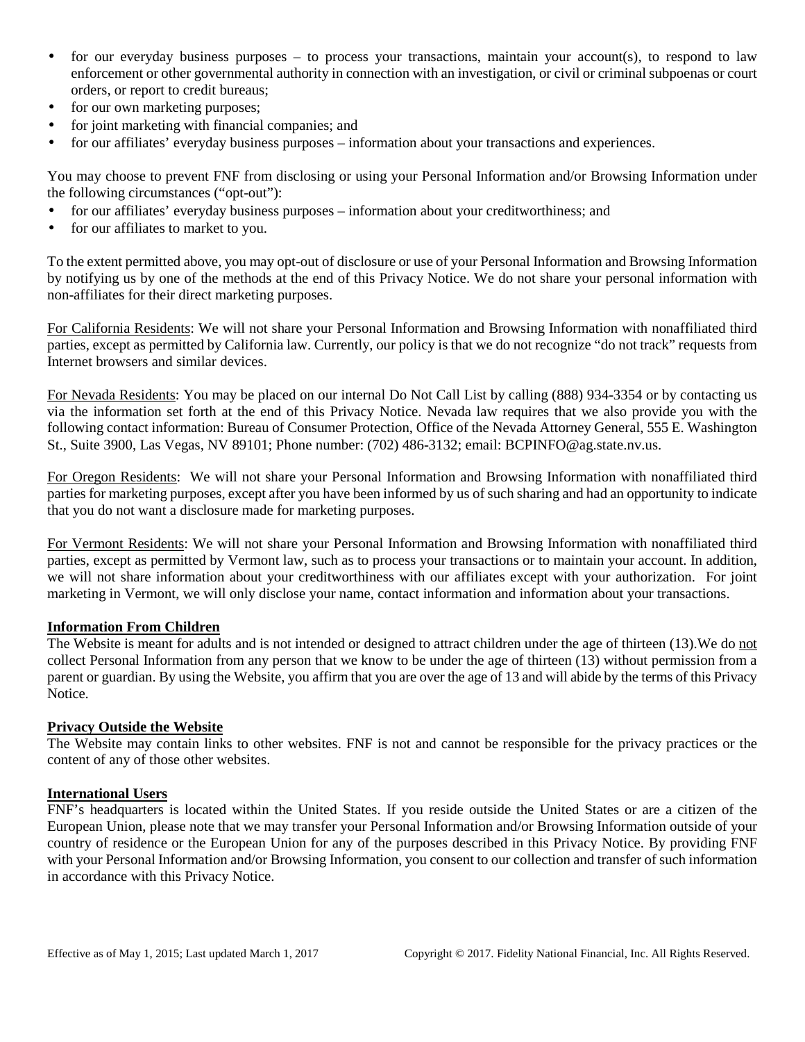- for our everyday business purposes – to process your transactions, maintain your account(s), to respond to law enforcement or other governmental authority in connection with an investigation, or civil or criminal subpoenas or court orders, or report to credit bureaus;
- for our own marketing purposes;
- for joint marketing with financial companies; and
- for our affiliates' everyday business purposes – information about your transactions and experiences.

You may choose to prevent FNF from disclosing or using your Personal Information and/or Browsing Information under the following circumstances ("opt-out"):

- for our affiliates' everyday business purposes – information about your creditworthiness; and
- for our affiliates to market to you.

To the extent permitted above, you may opt-out of disclosure or use of your Personal Information and Browsing Information by notifying us by one of the methods at the end of this Privacy Notice. We do not share your personal information with non-affiliates for their direct marketing purposes.

For California Residents: We will not share your Personal Information and Browsing Information with nonaffiliated third parties, except as permitted by California law. Currently, our policy is that we do not recognize "do not track" requests from Internet browsers and similar devices.

For Nevada Residents: You may be placed on our internal Do Not Call List by calling (888) 934-3354 or by contacting us via the information set forth at the end of this Privacy Notice. Nevada law requires that we also provide you with the following contact information: Bureau of Consumer Protection, Office of the Nevada Attorney General, 555 E. Washington St., Suite 3900, Las Vegas, NV 89101; Phone number: (702) 486-3132; email: BCPINFO@ag.state.nv.us.

For Oregon Residents: We will not share your Personal Information and Browsing Information with nonaffiliated third parties for marketing purposes, except after you have been informed by us of such sharing and had an opportunity to indicate that you do not want a disclosure made for marketing purposes.

For Vermont Residents: We will not share your Personal Information and Browsing Information with nonaffiliated third parties, except as permitted by Vermont law, such as to process your transactions or to maintain your account. In addition, we will not share information about your creditworthiness with our affiliates except with your authorization. For joint marketing in Vermont, we will only disclose your name, contact information and information about your transactions.

**Information From Children**

The Website is meant for adults and is not intended or designed to attract children under the age of thirteen (13).We do not collect Personal Information from any person that we know to be under the age of thirteen (13) without permission from a parent or guardian. By using the Website, you affirm that you are over the age of 13 and will abide by the terms of this Privacy Notice.

**Privacy Outside the Website**

The Website may contain links to other websites. FNF is not and cannot be responsible for the privacy practices or the content of any of those other websites.

**International Users**

FNF's headquarters is located within the United States. If you reside outside the United States or are a citizen of the European Union, please note that we may transfer your Personal Information and/or Browsing Information outside of your country of residence or the European Union for any of the purposes described in this Privacy Notice. By providing FNF with your Personal Information and/or Browsing Information, you consent to our collection and transfer of such information in accordance with this Privacy Notice.

Effective as of May 1, 2015; Last updated March 1, 2017 Copyright © 2017. Fidelity National Financial, Inc. All Rights Reserved.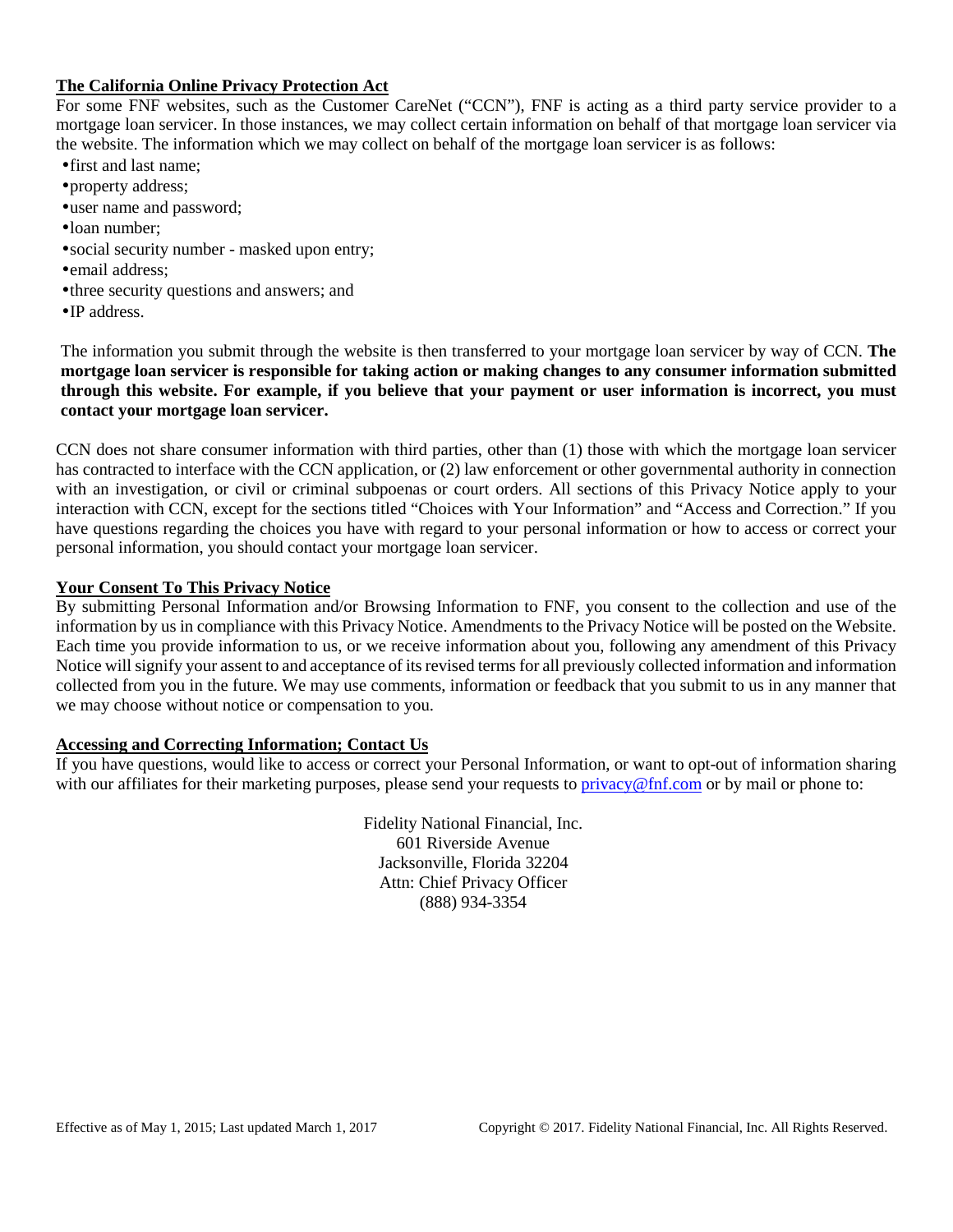**The California Online Privacy Protection Act**

For some FNF websites, such as the Customer CareNet ("CCN"), FNF is acting as a third party service provider to a mortgage loan servicer. In those instances, we may collect certain information on behalf of that mortgage loan servicer via the website. The information which we may collect on behalf of the mortgage loan servicer is as follows:

- first and last name;
- property address;
- user name and password;
- loan number;
- social security number - masked upon entry;
- email address;
- three security questions and answers; and
- IP address.

The information you submit through the website is then transferred to your mortgage loan servicer by way of CCN. **The mortgage loan servicer is responsible for taking action or making changes to any consumer information submitted through this website. For example, if you believe that your payment or user information is incorrect, you must contact your mortgage loan servicer.**

CCN does not share consumer information with third parties, other than (1) those with which the mortgage loan servicer has contracted to interface with the CCN application, or (2) law enforcement or other governmental authority in connection with an investigation, or civil or criminal subpoenas or court orders. All sections of this Privacy Notice apply to your interaction with CCN, except for the sections titled "Choices with Your Information" and "Access and Correction." If you have questions regarding the choices you have with regard to your personal information or how to access or correct your personal information, you should contact your mortgage loan servicer.

**Your Consent To This Privacy Notice**

By submitting Personal Information and/or Browsing Information to FNF, you consent to the collection and use of the information by us in compliance with this Privacy Notice. Amendments to the Privacy Notice will be posted on the Website. Each time you provide information to us, or we receive information about you, following any amendment of this Privacy Notice will signify your assent to and acceptance of its revised terms for all previously collected information and information collected from you in the future. We may use comments, information or feedback that you submit to us in any manner that we may choose without notice or compensation to you.

**Accessing and Correcting Information; Contact Us**

If you have questions, would like to access or correct your Personal Information, or want to opt-out of information sharing with our affiliates for their marketing purposes, please send your requests to privacy@fnf.com or by mail or phone to:

Fidelity National Financial, Inc.
601 Riverside Avenue
Jacksonville, Florida 32204
Attn: Chief Privacy Officer
(888) 934-3354

Effective as of May 1, 2015; Last updated March 1, 2017

Copyright © 2017. Fidelity National Financial, Inc. All Rights Reserved.